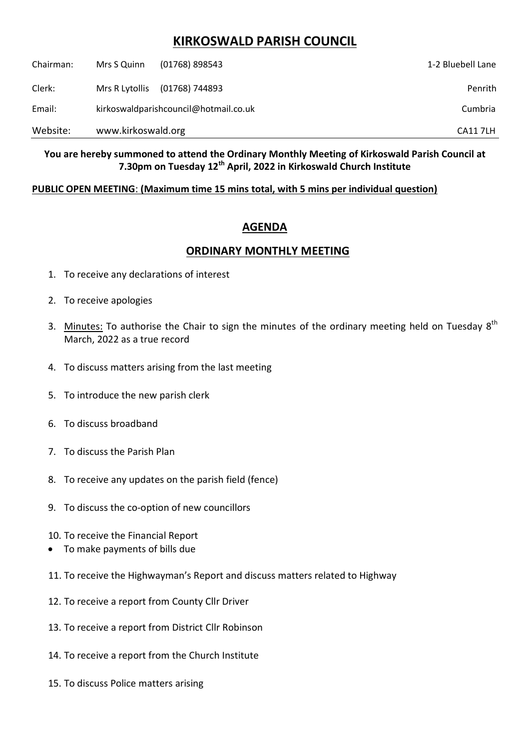# KIRKOSWALD PARISH COUNCIL

| | | | |
|---|---|---|---|
| Chairman: | Mrs S Quinn | (01768) 898543 | 1-2 Bluebell Lane |
| Clerk: | Mrs R Lytollis | (01768) 744893 | Penrith |
| Email: | kirkoswaldparishcouncil@hotmail.co.uk | | Cumbria |
| Website: | www.kirkoswald.org | | CA11 7LH |

**You are hereby summoned to attend the Ordinary Monthly Meeting of Kirkoswald Parish Council at 7.30pm on Tuesday 12th April, 2022 in Kirkoswald Church Institute**

**PUBLIC OPEN MEETING: (Maximum time 15 mins total, with 5 mins per individual question)**

## AGENDA

## ORDINARY MONTHLY MEETING

1. To receive any declarations of interest
2. To receive apologies
3. Minutes: To authorise the Chair to sign the minutes of the ordinary meeting held on Tuesday 8th March, 2022 as a true record
4. To discuss matters arising from the last meeting
5. To introduce the new parish clerk
6. To discuss broadband
7. To discuss the Parish Plan
8. To receive any updates on the parish field (fence)
9. To discuss the co-option of new councillors
10. To receive the Financial Report
    - To make payments of bills due
11. To receive the Highwayman's Report and discuss matters related to Highway
12. To receive a report from County Cllr Driver
13. To receive a report from District Cllr Robinson
14. To receive a report from the Church Institute
15. To discuss Police matters arising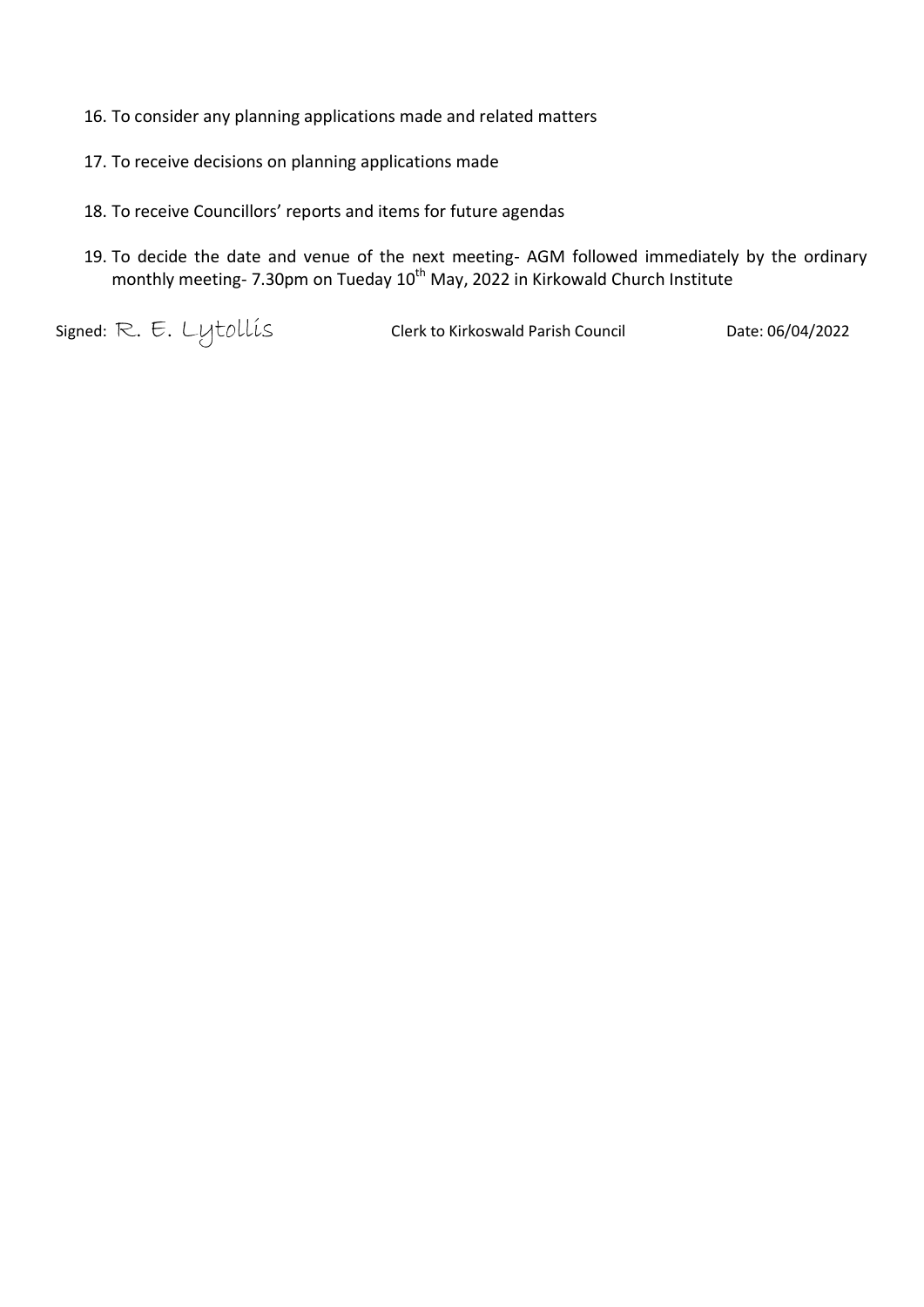16. To consider any planning applications made and related matters
17. To receive decisions on planning applications made
18. To receive Councillors' reports and items for future agendas
19. To decide the date and venue of the next meeting- AGM followed immediately by the ordinary monthly meeting- 7.30pm on Tueday 10th May, 2022 in Kirkowald Church Institute

Signed: R. E. Lytollis Clerk to Kirkoswald Parish Council Date: 06/04/2022